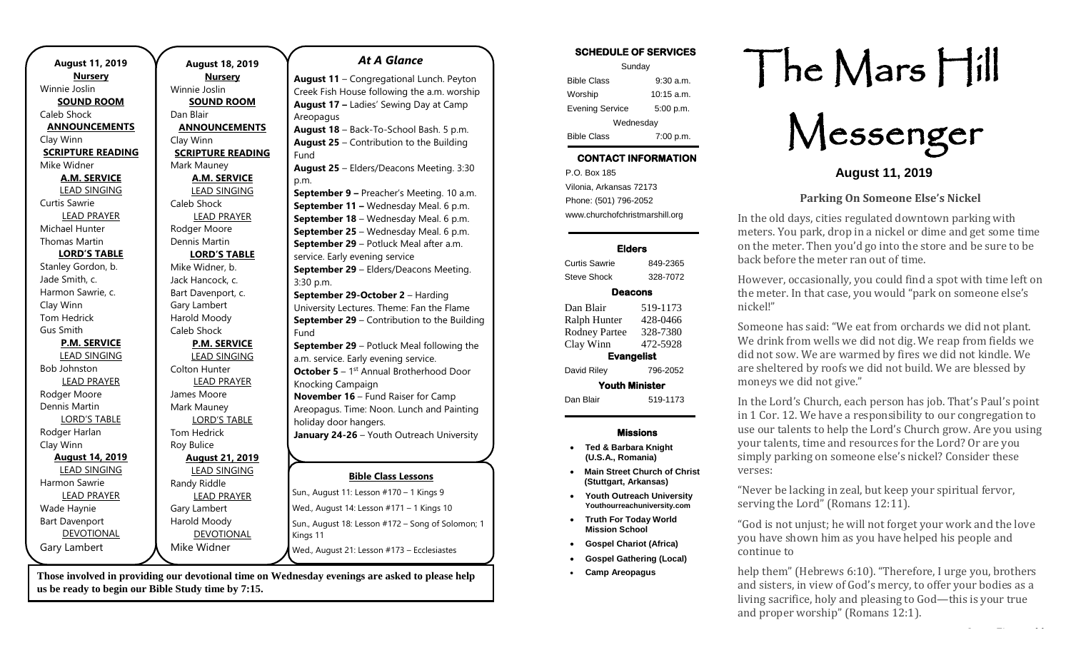**August 11, 2019**

**Nursery**
Winnie Joslin

**SOUND ROOM**
Caleb Shock

**ANNOUNCEMENTS**
Clay Winn

**SCRIPTURE READING**
Mike Widner

**A.M. SERVICE**

LEAD SINGING
Curtis Sawrie

LEAD PRAYER
Michael Hunter
Thomas Martin

**LORD'S TABLE**
Stanley Gordon, b.
Jade Smith, c.
Harmon Sawrie, c.
Clay Winn
Tom Hedrick
Gus Smith

**P.M. SERVICE**

LEAD SINGING
Bob Johnston

LEAD PRAYER
Rodger Moore
Dennis Martin

LORD'S TABLE
Rodger Harlan
Clay Winn

**August 14, 2019**

LEAD SINGING
Harmon Sawrie

LEAD PRAYER
Wade Haynie
Bart Davenport

DEVOTIONAL
Gary Lambert

**August 18, 2019**

**Nursery**
Winnie Joslin

**SOUND ROOM**
Dan Blair

**ANNOUNCEMENTS**
Clay Winn

**SCRIPTURE READING**
Mark Mauney

**A.M. SERVICE**

LEAD SINGING
Caleb Shock

LEAD PRAYER
Rodger Moore
Dennis Martin

**LORD'S TABLE**
Mike Widner, b.
Jack Hancock, c.
Bart Davenport, c.
Gary Lambert
Harold Moody
Caleb Shock

**P.M. SERVICE**

LEAD SINGING
Colton Hunter

LEAD PRAYER
James Moore
Mark Mauney

LORD'S TABLE
Tom Hedrick
Roy Bulice

**August 21, 2019**

LEAD SINGING
Randy Riddle

LEAD PRAYER
Gary Lambert
Harold Moody

DEVOTIONAL
Mike Widner

## *At A Glance*

**August 11** – Congregational Lunch. Peyton Creek Fish House following the a.m. worship
**August 17 –** Ladies' Sewing Day at Camp Areopagus
**August 18** – Back-To-School Bash. 5 p.m.
**August 25** – Contribution to the Building Fund
**August 25** – Elders/Deacons Meeting. 3:30 p.m.
**September 9 –** Preacher's Meeting. 10 a.m.
**September 11 –** Wednesday Meal. 6 p.m.
**September 18** – Wednesday Meal. 6 p.m.
**September 25** – Wednesday Meal. 6 p.m.
**September 29** – Potluck Meal after a.m. service. Early evening service
**September 29** – Elders/Deacons Meeting. 3:30 p.m.
**September 29-October 2** – Harding University Lectures. Theme: Fan the Flame
**September 29** – Contribution to the Building Fund
**September 29** – Potluck Meal following the a.m. service. Early evening service.
**October 5** – 1st Annual Brotherhood Door Knocking Campaign
**November 16** – Fund Raiser for Camp Areopagus. Time: Noon. Lunch and Painting holiday door hangers.
**January 24-26** – Youth Outreach University

**Bible Class Lessons**

Sun., August 11: Lesson #170 – 1 Kings 9
Wed., August 14: Lesson #171 – 1 Kings 10
Sun., August 18: Lesson #172 – Song of Solomon; 1 Kings 11
Wed., August 21: Lesson #173 – Ecclesiastes

**Those involved in providing our devotional time on Wednesday evenings are asked to please help us be ready to begin our Bible Study time by 7:15.**

**SCHEDULE OF SERVICES**

| Sunday | |
|---|---|
| Bible Class | 9:30 a.m. |
| Worship | 10:15 a.m. |
| Evening Service | 5:00 p.m. |
| Wednesday | |
| Bible Class | 7:00 p.m. |

**CONTACT INFORMATION**

P.O. Box 185
Vilonia, Arkansas 72173
Phone: (501) 796-2052
www.churchofchristmarshill.org

**Elders**

| | |
|---|---|
| Curtis Sawrie | 849-2365 |
| Steve Shock | 328-7072 |

**Deacons**

| | |
|---|---|
| Dan Blair | 519-1173 |
| Ralph Hunter | 428-0466 |
| Rodney Partee | 328-7380 |
| Clay Winn | 472-5928 |

**Evangelist**

| | |
|---|---|
| David Riley | 796-2052 |

**Youth Minister**

| | |
|---|---|
| Dan Blair | 519-1173 |

**Missions**

- **Ted & Barbara Knight (U.S.A., Romania)**
- **Main Street Church of Christ (Stuttgart, Arkansas)**
- **Youth Outreach University Youthourreachuniversity.com**
- **Truth For Today World Mission School**
- **Gospel Chariot (Africa)**
- **Gospel Gathering (Local)**
- **Camp Areopagus**

# The Mars Hill Messenger

**August 11, 2019**

### Parking On Someone Else's Nickel

In the old days, cities regulated downtown parking with meters. You park, drop in a nickel or dime and get some time on the meter. Then you'd go into the store and be sure to be back before the meter ran out of time.

However, occasionally, you could find a spot with time left on the meter. In that case, you would "park on someone else's nickel!"

Someone has said: "We eat from orchards we did not plant. We drink from wells we did not dig. We reap from fields we did not sow. We are warmed by fires we did not kindle. We are sheltered by roofs we did not build. We are blessed by moneys we did not give."

In the Lord's Church, each person has job. That's Paul's point in 1 Cor. 12. We have a responsibility to our congregation to use our talents to help the Lord's Church grow. Are you using your talents, time and resources for the Lord? Or are you simply parking on someone else's nickel? Consider these verses:

"Never be lacking in zeal, but keep your spiritual fervor, serving the Lord" (Romans 12:11).

"God is not unjust; he will not forget your work and the love you have shown him as you have helped his people and continue to

help them" (Hebrews 6:10). "Therefore, I urge you, brothers and sisters, in view of God's mercy, to offer your bodies as a living sacrifice, holy and pleasing to God—this is your true and proper worship" (Romans 12:1).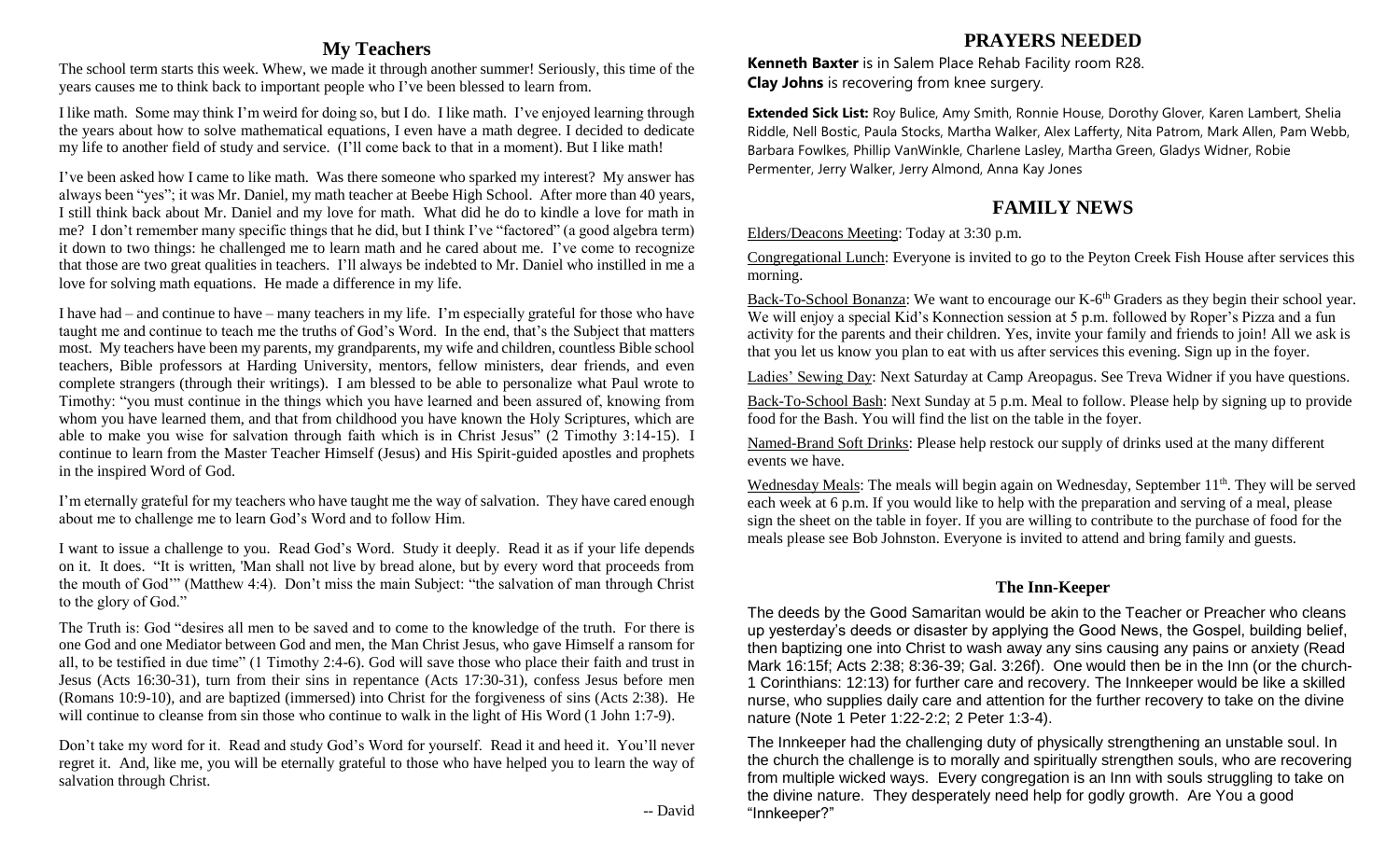## My Teachers

The school term starts this week. Whew, we made it through another summer! Seriously, this time of the years causes me to think back to important people who I've been blessed to learn from.

I like math. Some may think I'm weird for doing so, but I do. I like math. I've enjoyed learning through the years about how to solve mathematical equations, I even have a math degree. I decided to dedicate my life to another field of study and service. (I'll come back to that in a moment). But I like math!

I've been asked how I came to like math. Was there someone who sparked my interest? My answer has always been "yes"; it was Mr. Daniel, my math teacher at Beebe High School. After more than 40 years, I still think back about Mr. Daniel and my love for math. What did he do to kindle a love for math in me? I don't remember many specific things that he did, but I think I've "factored" (a good algebra term) it down to two things: he challenged me to learn math and he cared about me. I've come to recognize that those are two great qualities in teachers. I'll always be indebted to Mr. Daniel who instilled in me a love for solving math equations. He made a difference in my life.

I have had – and continue to have – many teachers in my life. I'm especially grateful for those who have taught me and continue to teach me the truths of God's Word. In the end, that's the Subject that matters most. My teachers have been my parents, my grandparents, my wife and children, countless Bible school teachers, Bible professors at Harding University, mentors, fellow ministers, dear friends, and even complete strangers (through their writings). I am blessed to be able to personalize what Paul wrote to Timothy: "you must continue in the things which you have learned and been assured of, knowing from whom you have learned them, and that from childhood you have known the Holy Scriptures, which are able to make you wise for salvation through faith which is in Christ Jesus" (2 Timothy 3:14-15). I continue to learn from the Master Teacher Himself (Jesus) and His Spirit-guided apostles and prophets in the inspired Word of God.

I'm eternally grateful for my teachers who have taught me the way of salvation. They have cared enough about me to challenge me to learn God's Word and to follow Him.

I want to issue a challenge to you. Read God's Word. Study it deeply. Read it as if your life depends on it. It does. "It is written, 'Man shall not live by bread alone, but by every word that proceeds from the mouth of God'" (Matthew 4:4). Don't miss the main Subject: "the salvation of man through Christ to the glory of God."

The Truth is: God "desires all men to be saved and to come to the knowledge of the truth. For there is one God and one Mediator between God and men, the Man Christ Jesus, who gave Himself a ransom for all, to be testified in due time" (1 Timothy 2:4-6). God will save those who place their faith and trust in Jesus (Acts 16:30-31), turn from their sins in repentance (Acts 17:30-31), confess Jesus before men (Romans 10:9-10), and are baptized (immersed) into Christ for the forgiveness of sins (Acts 2:38). He will continue to cleanse from sin those who continue to walk in the light of His Word (1 John 1:7-9).

Don't take my word for it. Read and study God's Word for yourself. Read it and heed it. You'll never regret it. And, like me, you will be eternally grateful to those who have helped you to learn the way of salvation through Christ.

-- David

## PRAYERS NEEDED

**Kenneth Baxter** is in Salem Place Rehab Facility room R28.
**Clay Johns** is recovering from knee surgery.

**Extended Sick List:** Roy Bulice, Amy Smith, Ronnie House, Dorothy Glover, Karen Lambert, Shelia Riddle, Nell Bostic, Paula Stocks, Martha Walker, Alex Lafferty, Nita Patrom, Mark Allen, Pam Webb, Barbara Fowlkes, Phillip VanWinkle, Charlene Lasley, Martha Green, Gladys Widner, Robie Permenter, Jerry Walker, Jerry Almond, Anna Kay Jones

## FAMILY NEWS

Elders/Deacons Meeting: Today at 3:30 p.m.

Congregational Lunch: Everyone is invited to go to the Peyton Creek Fish House after services this morning.

Back-To-School Bonanza: We want to encourage our K-6th Graders as they begin their school year. We will enjoy a special Kid's Konnection session at 5 p.m. followed by Roper's Pizza and a fun activity for the parents and their children. Yes, invite your family and friends to join! All we ask is that you let us know you plan to eat with us after services this evening. Sign up in the foyer.

Ladies' Sewing Day: Next Saturday at Camp Areopagus. See Treva Widner if you have questions.

Back-To-School Bash: Next Sunday at 5 p.m. Meal to follow. Please help by signing up to provide food for the Bash. You will find the list on the table in the foyer.

Named-Brand Soft Drinks: Please help restock our supply of drinks used at the many different events we have.

Wednesday Meals: The meals will begin again on Wednesday, September 11th. They will be served each week at 6 p.m. If you would like to help with the preparation and serving of a meal, please sign the sheet on the table in foyer. If you are willing to contribute to the purchase of food for the meals please see Bob Johnston. Everyone is invited to attend and bring family and guests.

### The Inn-Keeper

The deeds by the Good Samaritan would be akin to the Teacher or Preacher who cleans up yesterday's deeds or disaster by applying the Good News, the Gospel, building belief, then baptizing one into Christ to wash away any sins causing any pains or anxiety (Read Mark 16:15f; Acts 2:38; 8:36-39; Gal. 3:26f). One would then be in the Inn (or the church- 1 Corinthians: 12:13) for further care and recovery. The Innkeeper would be like a skilled nurse, who supplies daily care and attention for the further recovery to take on the divine nature (Note 1 Peter 1:22-2:2; 2 Peter 1:3-4).

The Innkeeper had the challenging duty of physically strengthening an unstable soul. In the church the challenge is to morally and spiritually strengthen souls, who are recovering from multiple wicked ways. Every congregation is an Inn with souls struggling to take on the divine nature. They desperately need help for godly growth. Are You a good "Innkeeper?"